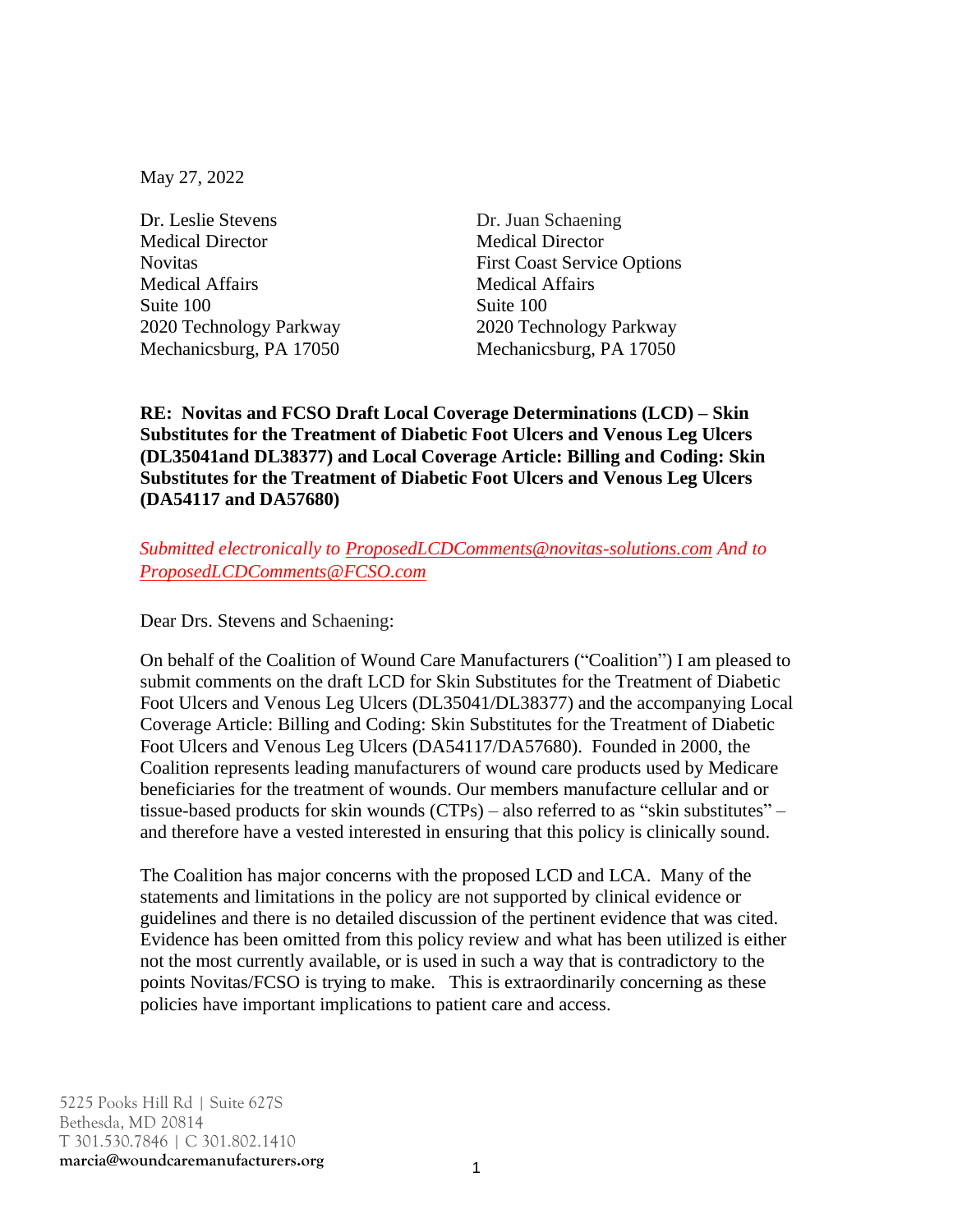May 27, 2022

Dr. Leslie Stevens
Medical Director
Novitas
Medical Affairs
Suite 100
2020 Technology Parkway
Mechanicsburg, PA 17050

Dr. Juan Schaening
Medical Director
First Coast Service Options
Medical Affairs
Suite 100
2020 Technology Parkway
Mechanicsburg, PA 17050

**RE: Novitas and FCSO Draft Local Coverage Determinations (LCD) – Skin Substitutes for the Treatment of Diabetic Foot Ulcers and Venous Leg Ulcers (DL35041and DL38377) and Local Coverage Article: Billing and Coding: Skin Substitutes for the Treatment of Diabetic Foot Ulcers and Venous Leg Ulcers (DA54117 and DA57680)**

*Submitted electronically to ProposedLCDComments@novitas-solutions.com And to ProposedLCDComments@FCSO.com*

Dear Drs. Stevens and Schaening:

On behalf of the Coalition of Wound Care Manufacturers ("Coalition") I am pleased to submit comments on the draft LCD for Skin Substitutes for the Treatment of Diabetic Foot Ulcers and Venous Leg Ulcers (DL35041/DL38377) and the accompanying Local Coverage Article: Billing and Coding: Skin Substitutes for the Treatment of Diabetic Foot Ulcers and Venous Leg Ulcers (DA54117/DA57680). Founded in 2000, the Coalition represents leading manufacturers of wound care products used by Medicare beneficiaries for the treatment of wounds. Our members manufacture cellular and or tissue-based products for skin wounds (CTPs) – also referred to as "skin substitutes" – and therefore have a vested interested in ensuring that this policy is clinically sound.

The Coalition has major concerns with the proposed LCD and LCA. Many of the statements and limitations in the policy are not supported by clinical evidence or guidelines and there is no detailed discussion of the pertinent evidence that was cited. Evidence has been omitted from this policy review and what has been utilized is either not the most currently available, or is used in such a way that is contradictory to the points Novitas/FCSO is trying to make. This is extraordinarily concerning as these policies have important implications to patient care and access.

5225 Pooks Hill Rd | Suite 627S
Bethesda, MD 20814
T 301.530.7846 | C 301.802.1410
**marcia@woundcaremanufacturers.org**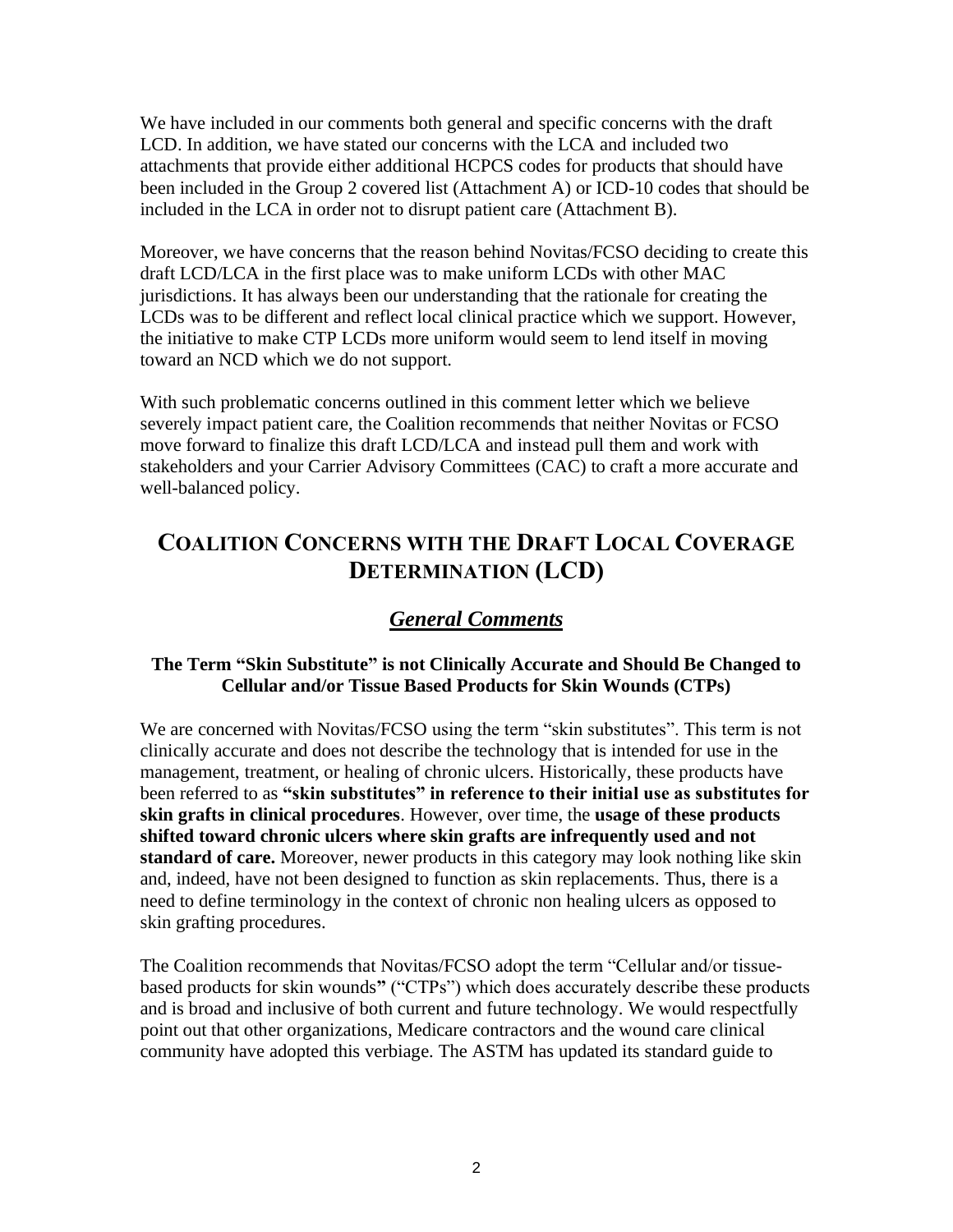We have included in our comments both general and specific concerns with the draft LCD. In addition, we have stated our concerns with the LCA and included two attachments that provide either additional HCPCS codes for products that should have been included in the Group 2 covered list (Attachment A) or ICD-10 codes that should be included in the LCA in order not to disrupt patient care (Attachment B).

Moreover, we have concerns that the reason behind Novitas/FCSO deciding to create this draft LCD/LCA in the first place was to make uniform LCDs with other MAC jurisdictions. It has always been our understanding that the rationale for creating the LCDs was to be different and reflect local clinical practice which we support. However, the initiative to make CTP LCDs more uniform would seem to lend itself in moving toward an NCD which we do not support.

With such problematic concerns outlined in this comment letter which we believe severely impact patient care, the Coalition recommends that neither Novitas or FCSO move forward to finalize this draft LCD/LCA and instead pull them and work with stakeholders and your Carrier Advisory Committees (CAC) to craft a more accurate and well-balanced policy.

## Coalition Concerns with the Draft Local Coverage Determination (LCD)

### ***General Comments***

#### The Term "Skin Substitute" is not Clinically Accurate and Should Be Changed to Cellular and/or Tissue Based Products for Skin Wounds (CTPs)

We are concerned with Novitas/FCSO using the term "skin substitutes". This term is not clinically accurate and does not describe the technology that is intended for use in the management, treatment, or healing of chronic ulcers. Historically, these products have been referred to as **"skin substitutes" in reference to their initial use as substitutes for skin grafts in clinical procedures**. However, over time, the **usage of these products shifted toward chronic ulcers where skin grafts are infrequently used and not standard of care.** Moreover, newer products in this category may look nothing like skin and, indeed, have not been designed to function as skin replacements. Thus, there is a need to define terminology in the context of chronic non healing ulcers as opposed to skin grafting procedures.

The Coalition recommends that Novitas/FCSO adopt the term "Cellular and/or tissue-based products for skin wounds**"** ("CTPs") which does accurately describe these products and is broad and inclusive of both current and future technology. We would respectfully point out that other organizations, Medicare contractors and the wound care clinical community have adopted this verbiage. The ASTM has updated its standard guide to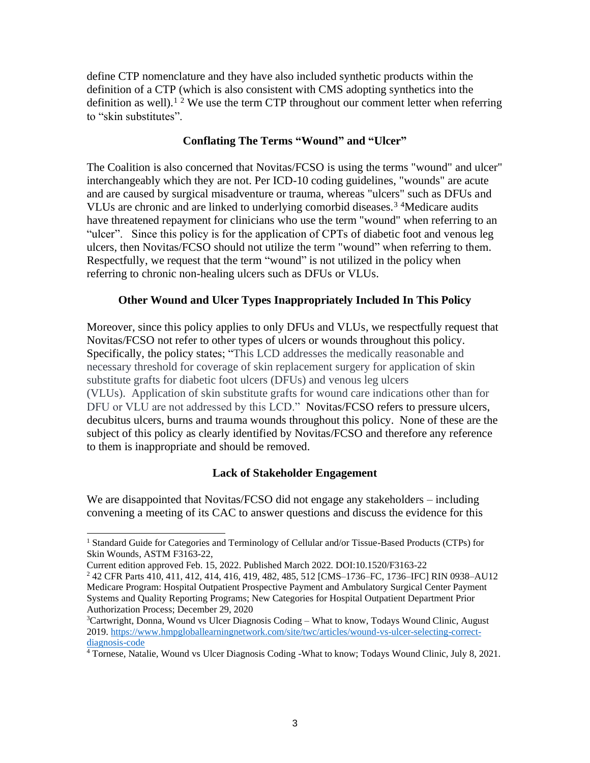define CTP nomenclature and they have also included synthetic products within the definition of a CTP (which is also consistent with CMS adopting synthetics into the definition as well).[1] [2] We use the term CTP throughout our comment letter when referring to "skin substitutes".

**Conflating The Terms "Wound" and "Ulcer"**

The Coalition is also concerned that Novitas/FCSO is using the terms "wound" and ulcer" interchangeably which they are not. Per ICD-10 coding guidelines, "wounds" are acute and are caused by surgical misadventure or trauma, whereas "ulcers" such as DFUs and VLUs are chronic and are linked to underlying comorbid diseases.[3] [4]Medicare audits have threatened repayment for clinicians who use the term "wound" when referring to an "ulcer". Since this policy is for the application of CPTs of diabetic foot and venous leg ulcers, then Novitas/FCSO should not utilize the term "wound" when referring to them. Respectfully, we request that the term "wound" is not utilized in the policy when referring to chronic non-healing ulcers such as DFUs or VLUs.

**Other Wound and Ulcer Types Inappropriately Included In This Policy**

Moreover, since this policy applies to only DFUs and VLUs, we respectfully request that Novitas/FCSO not refer to other types of ulcers or wounds throughout this policy. Specifically, the policy states; "This LCD addresses the medically reasonable and necessary threshold for coverage of skin replacement surgery for application of skin substitute grafts for diabetic foot ulcers (DFUs) and venous leg ulcers (VLUs). Application of skin substitute grafts for wound care indications other than for DFU or VLU are not addressed by this LCD." Novitas/FCSO refers to pressure ulcers, decubitus ulcers, burns and trauma wounds throughout this policy. None of these are the subject of this policy as clearly identified by Novitas/FCSO and therefore any reference to them is inappropriate and should be removed.

**Lack of Stakeholder Engagement**

We are disappointed that Novitas/FCSO did not engage any stakeholders – including convening a meeting of its CAC to answer questions and discuss the evidence for this

---

[1] Standard Guide for Categories and Terminology of Cellular and/or Tissue-Based Products (CTPs) for Skin Wounds, ASTM F3163-22,
Current edition approved Feb. 15, 2022. Published March 2022. DOI:10.1520/F3163-22

[2] 42 CFR Parts 410, 411, 412, 414, 416, 419, 482, 485, 512 [CMS–1736–FC, 1736–IFC] RIN 0938–AU12 Medicare Program: Hospital Outpatient Prospective Payment and Ambulatory Surgical Center Payment Systems and Quality Reporting Programs; New Categories for Hospital Outpatient Department Prior Authorization Process; December 29, 2020

[3] Cartwright, Donna, Wound vs Ulcer Diagnosis Coding – What to know, Todays Wound Clinic, August 2019. https://www.hmpgloballearningnetwork.com/site/twc/articles/wound-vs-ulcer-selecting-correct-diagnosis-code

[4] Tornese, Natalie, Wound vs Ulcer Diagnosis Coding -What to know; Todays Wound Clinic, July 8, 2021.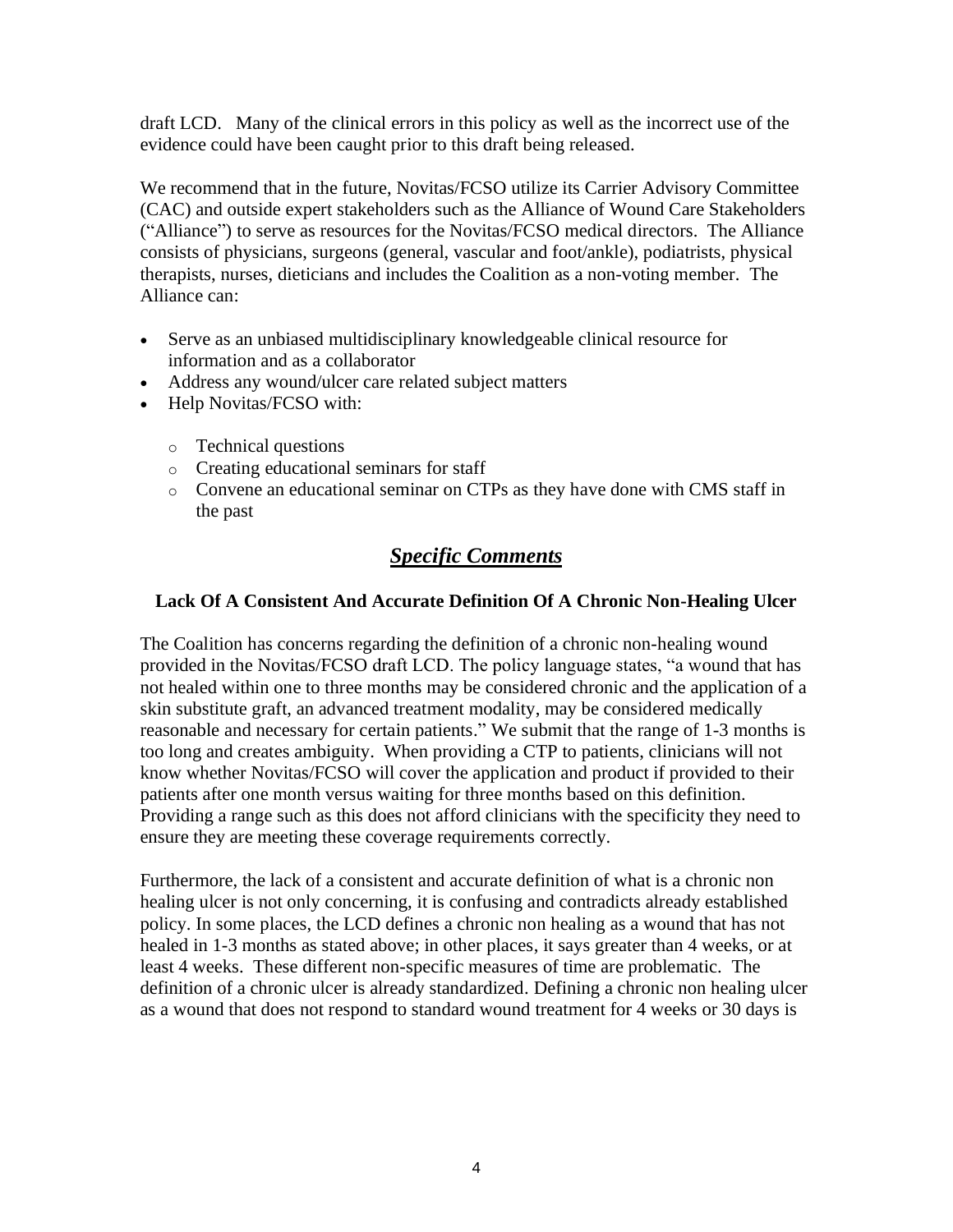draft LCD. Many of the clinical errors in this policy as well as the incorrect use of the evidence could have been caught prior to this draft being released.

We recommend that in the future, Novitas/FCSO utilize its Carrier Advisory Committee (CAC) and outside expert stakeholders such as the Alliance of Wound Care Stakeholders ("Alliance") to serve as resources for the Novitas/FCSO medical directors. The Alliance consists of physicians, surgeons (general, vascular and foot/ankle), podiatrists, physical therapists, nurses, dieticians and includes the Coalition as a non-voting member. The Alliance can:

- Serve as an unbiased multidisciplinary knowledgeable clinical resource for information and as a collaborator
- Address any wound/ulcer care related subject matters
- Help Novitas/FCSO with:
  - Technical questions
  - Creating educational seminars for staff
  - Convene an educational seminar on CTPs as they have done with CMS staff in the past

## ***Specific Comments***

### Lack Of A Consistent And Accurate Definition Of A Chronic Non-Healing Ulcer

The Coalition has concerns regarding the definition of a chronic non-healing wound provided in the Novitas/FCSO draft LCD. The policy language states, "a wound that has not healed within one to three months may be considered chronic and the application of a skin substitute graft, an advanced treatment modality, may be considered medically reasonable and necessary for certain patients." We submit that the range of 1-3 months is too long and creates ambiguity. When providing a CTP to patients, clinicians will not know whether Novitas/FCSO will cover the application and product if provided to their patients after one month versus waiting for three months based on this definition. Providing a range such as this does not afford clinicians with the specificity they need to ensure they are meeting these coverage requirements correctly.

Furthermore, the lack of a consistent and accurate definition of what is a chronic non healing ulcer is not only concerning, it is confusing and contradicts already established policy. In some places, the LCD defines a chronic non healing as a wound that has not healed in 1-3 months as stated above; in other places, it says greater than 4 weeks, or at least 4 weeks. These different non-specific measures of time are problematic. The definition of a chronic ulcer is already standardized. Defining a chronic non healing ulcer as a wound that does not respond to standard wound treatment for 4 weeks or 30 days is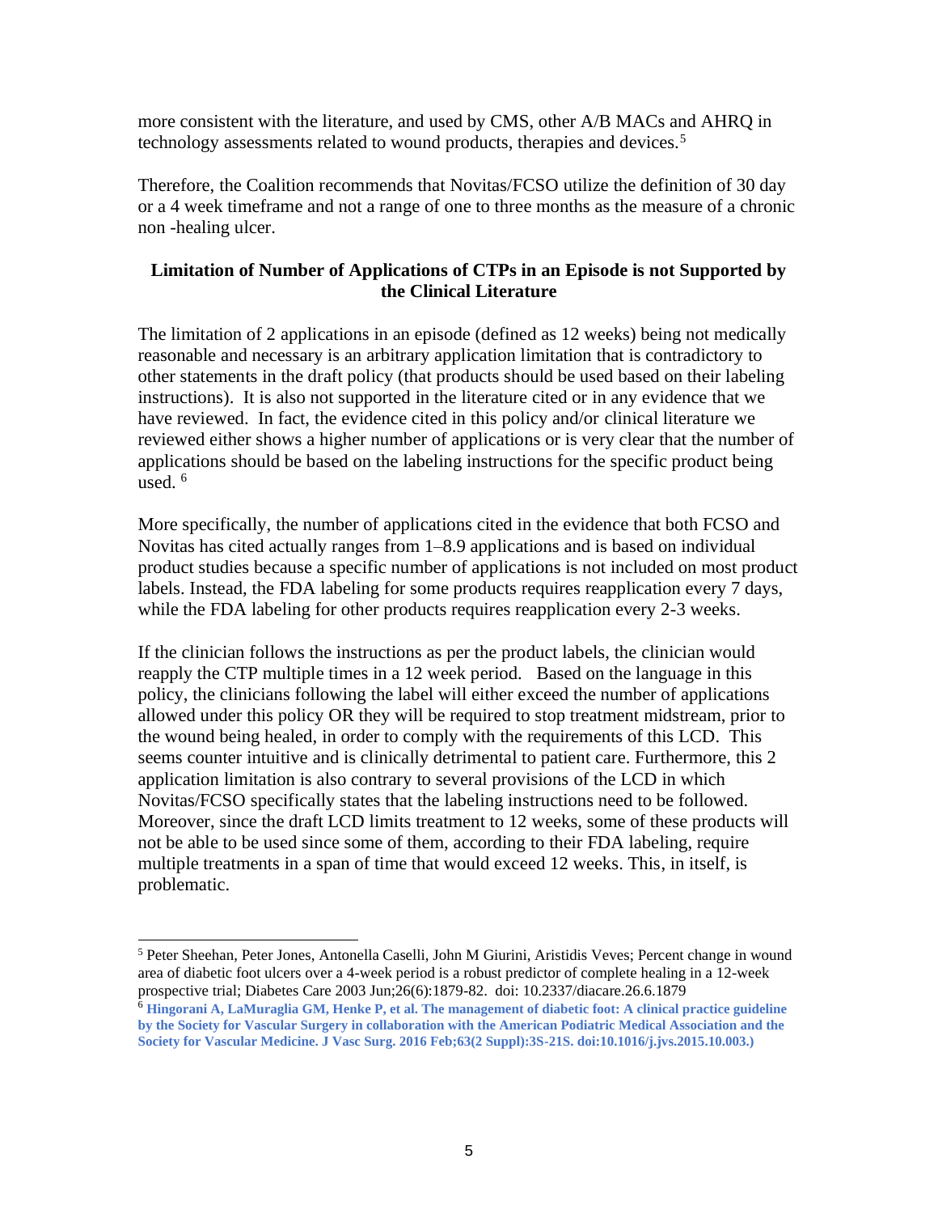more consistent with the literature, and used by CMS, other A/B MACs and AHRQ in technology assessments related to wound products, therapies and devices.[5]

Therefore, the Coalition recommends that Novitas/FCSO utilize the definition of 30 day or a 4 week timeframe and not a range of one to three months as the measure of a chronic non -healing ulcer.

**Limitation of Number of Applications of CTPs in an Episode is not Supported by the Clinical Literature**

The limitation of 2 applications in an episode (defined as 12 weeks) being not medically reasonable and necessary is an arbitrary application limitation that is contradictory to other statements in the draft policy (that products should be used based on their labeling instructions). It is also not supported in the literature cited or in any evidence that we have reviewed. In fact, the evidence cited in this policy and/or clinical literature we reviewed either shows a higher number of applications or is very clear that the number of applications should be based on the labeling instructions for the specific product being used. [6]

More specifically, the number of applications cited in the evidence that both FCSO and Novitas has cited actually ranges from 1–8.9 applications and is based on individual product studies because a specific number of applications is not included on most product labels. Instead, the FDA labeling for some products requires reapplication every 7 days, while the FDA labeling for other products requires reapplication every 2-3 weeks.

If the clinician follows the instructions as per the product labels, the clinician would reapply the CTP multiple times in a 12 week period. Based on the language in this policy, the clinicians following the label will either exceed the number of applications allowed under this policy OR they will be required to stop treatment midstream, prior to the wound being healed, in order to comply with the requirements of this LCD. This seems counter intuitive and is clinically detrimental to patient care. Furthermore, this 2 application limitation is also contrary to several provisions of the LCD in which Novitas/FCSO specifically states that the labeling instructions need to be followed. Moreover, since the draft LCD limits treatment to 12 weeks, some of these products will not be able to be used since some of them, according to their FDA labeling, require multiple treatments in a span of time that would exceed 12 weeks. This, in itself, is problematic.

---

[5] Peter Sheehan, Peter Jones, Antonella Caselli, John M Giurini, Aristidis Veves; Percent change in wound area of diabetic foot ulcers over a 4-week period is a robust predictor of complete healing in a 12-week prospective trial; Diabetes Care 2003 Jun;26(6):1879-82. doi: 10.2337/diacare.26.6.1879

[6] **Hingorani A, LaMuraglia GM, Henke P, et al. The management of diabetic foot: A clinical practice guideline by the Society for Vascular Surgery in collaboration with the American Podiatric Medical Association and the Society for Vascular Medicine. J Vasc Surg. 2016 Feb;63(2 Suppl):3S-21S. doi:10.1016/j.jvs.2015.10.003.)**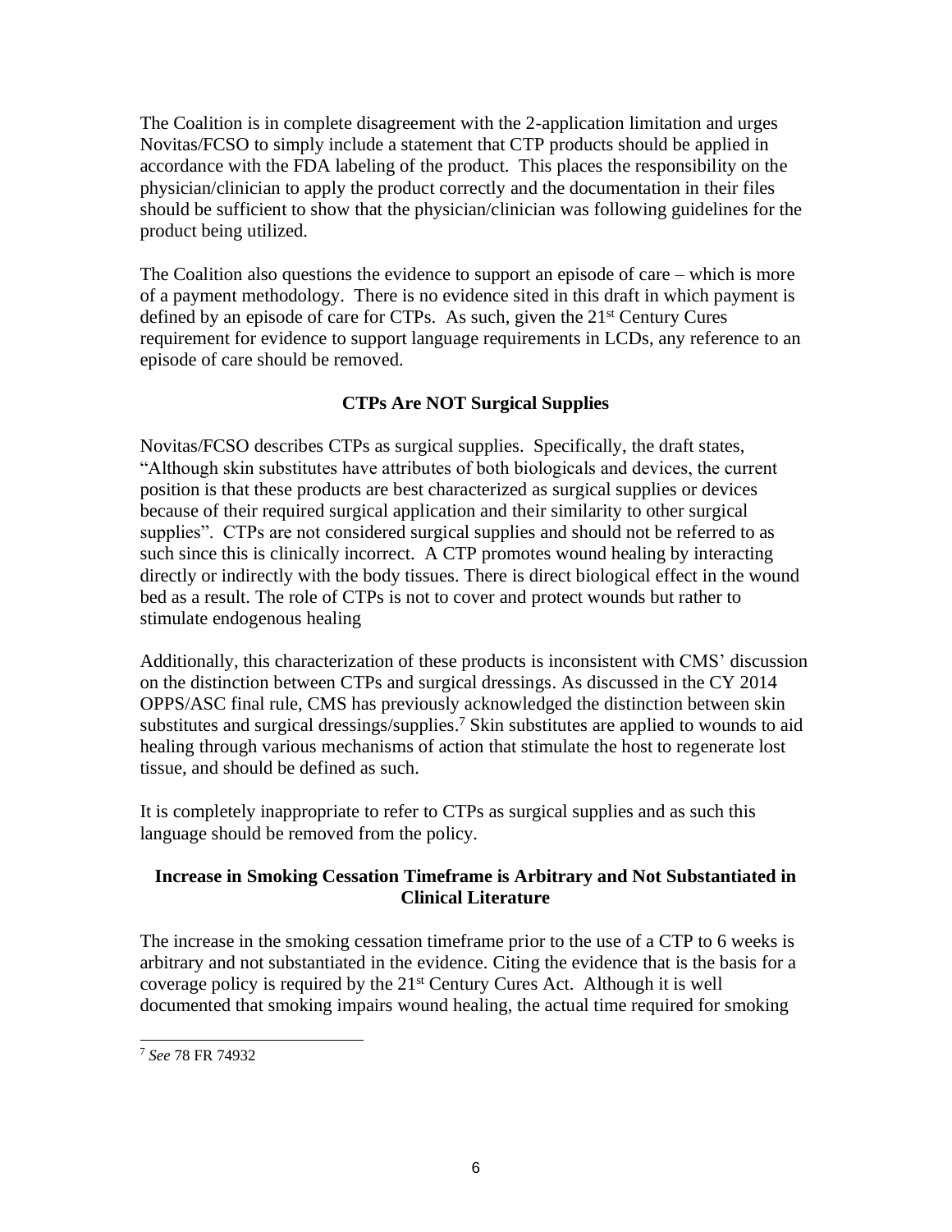The Coalition is in complete disagreement with the 2-application limitation and urges Novitas/FCSO to simply include a statement that CTP products should be applied in accordance with the FDA labeling of the product. This places the responsibility on the physician/clinician to apply the product correctly and the documentation in their files should be sufficient to show that the physician/clinician was following guidelines for the product being utilized.

The Coalition also questions the evidence to support an episode of care – which is more of a payment methodology. There is no evidence sited in this draft in which payment is defined by an episode of care for CTPs. As such, given the 21st Century Cures requirement for evidence to support language requirements in LCDs, any reference to an episode of care should be removed.

## CTPs Are NOT Surgical Supplies

Novitas/FCSO describes CTPs as surgical supplies. Specifically, the draft states, "Although skin substitutes have attributes of both biologicals and devices, the current position is that these products are best characterized as surgical supplies or devices because of their required surgical application and their similarity to other surgical supplies". CTPs are not considered surgical supplies and should not be referred to as such since this is clinically incorrect. A CTP promotes wound healing by interacting directly or indirectly with the body tissues. There is direct biological effect in the wound bed as a result. The role of CTPs is not to cover and protect wounds but rather to stimulate endogenous healing

Additionally, this characterization of these products is inconsistent with CMS' discussion on the distinction between CTPs and surgical dressings. As discussed in the CY 2014 OPPS/ASC final rule, CMS has previously acknowledged the distinction between skin substitutes and surgical dressings/supplies.[7] Skin substitutes are applied to wounds to aid healing through various mechanisms of action that stimulate the host to regenerate lost tissue, and should be defined as such.

It is completely inappropriate to refer to CTPs as surgical supplies and as such this language should be removed from the policy.

## Increase in Smoking Cessation Timeframe is Arbitrary and Not Substantiated in Clinical Literature

The increase in the smoking cessation timeframe prior to the use of a CTP to 6 weeks is arbitrary and not substantiated in the evidence. Citing the evidence that is the basis for a coverage policy is required by the 21st Century Cures Act. Although it is well documented that smoking impairs wound healing, the actual time required for smoking

---

[7] *See* 78 FR 74932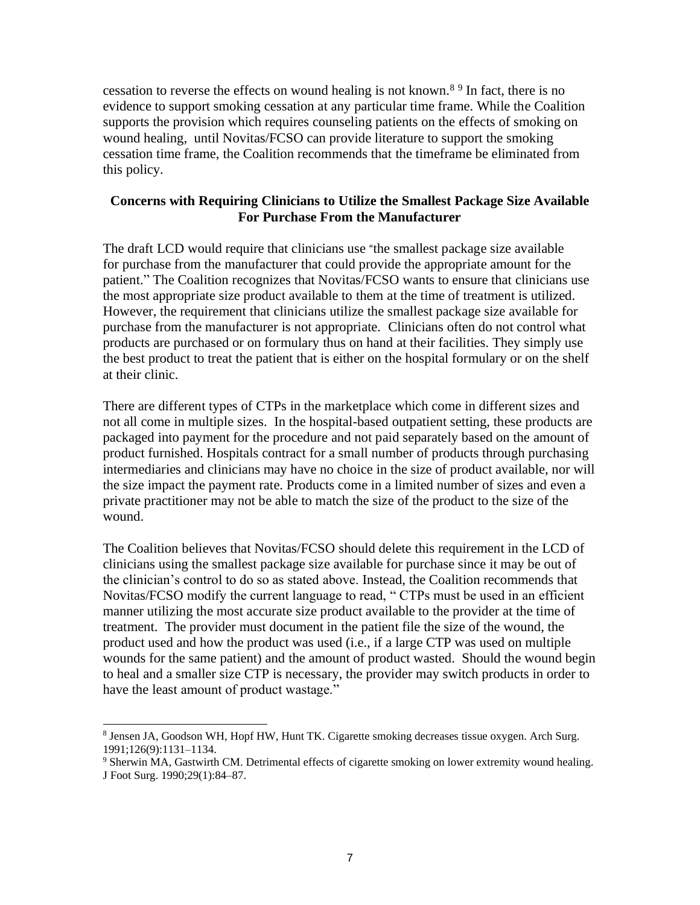cessation to reverse the effects on wound healing is not known.[8] [9] In fact, there is no evidence to support smoking cessation at any particular time frame. While the Coalition supports the provision which requires counseling patients on the effects of smoking on wound healing, until Novitas/FCSO can provide literature to support the smoking cessation time frame, the Coalition recommends that the timeframe be eliminated from this policy.

**Concerns with Requiring Clinicians to Utilize the Smallest Package Size Available For Purchase From the Manufacturer**

The draft LCD would require that clinicians use "the smallest package size available for purchase from the manufacturer that could provide the appropriate amount for the patient." The Coalition recognizes that Novitas/FCSO wants to ensure that clinicians use the most appropriate size product available to them at the time of treatment is utilized. However, the requirement that clinicians utilize the smallest package size available for purchase from the manufacturer is not appropriate. Clinicians often do not control what products are purchased or on formulary thus on hand at their facilities. They simply use the best product to treat the patient that is either on the hospital formulary or on the shelf at their clinic.

There are different types of CTPs in the marketplace which come in different sizes and not all come in multiple sizes. In the hospital-based outpatient setting, these products are packaged into payment for the procedure and not paid separately based on the amount of product furnished. Hospitals contract for a small number of products through purchasing intermediaries and clinicians may have no choice in the size of product available, nor will the size impact the payment rate. Products come in a limited number of sizes and even a private practitioner may not be able to match the size of the product to the size of the wound.

The Coalition believes that Novitas/FCSO should delete this requirement in the LCD of clinicians using the smallest package size available for purchase since it may be out of the clinician's control to do so as stated above. Instead, the Coalition recommends that Novitas/FCSO modify the current language to read, " CTPs must be used in an efficient manner utilizing the most accurate size product available to the provider at the time of treatment. The provider must document in the patient file the size of the wound, the product used and how the product was used (i.e., if a large CTP was used on multiple wounds for the same patient) and the amount of product wasted. Should the wound begin to heal and a smaller size CTP is necessary, the provider may switch products in order to have the least amount of product wastage."

---

[8] Jensen JA, Goodson WH, Hopf HW, Hunt TK. Cigarette smoking decreases tissue oxygen. Arch Surg. 1991;126(9):1131–1134.

[9] Sherwin MA, Gastwirth CM. Detrimental effects of cigarette smoking on lower extremity wound healing. J Foot Surg. 1990;29(1):84–87.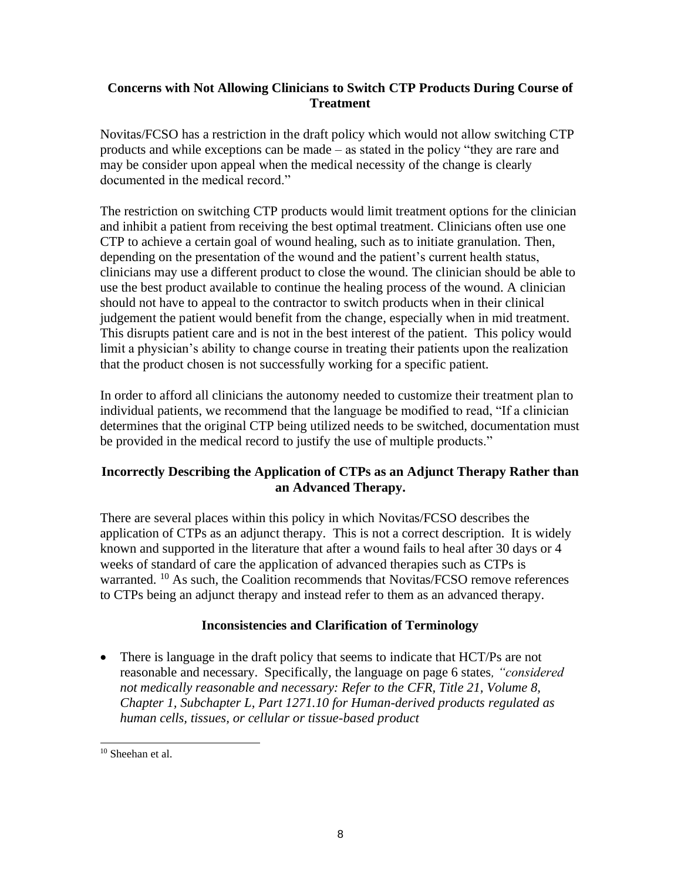### Concerns with Not Allowing Clinicians to Switch CTP Products During Course of Treatment

Novitas/FCSO has a restriction in the draft policy which would not allow switching CTP products and while exceptions can be made – as stated in the policy "they are rare and may be consider upon appeal when the medical necessity of the change is clearly documented in the medical record."

The restriction on switching CTP products would limit treatment options for the clinician and inhibit a patient from receiving the best optimal treatment. Clinicians often use one CTP to achieve a certain goal of wound healing, such as to initiate granulation. Then, depending on the presentation of the wound and the patient's current health status, clinicians may use a different product to close the wound. The clinician should be able to use the best product available to continue the healing process of the wound. A clinician should not have to appeal to the contractor to switch products when in their clinical judgement the patient would benefit from the change, especially when in mid treatment. This disrupts patient care and is not in the best interest of the patient. This policy would limit a physician's ability to change course in treating their patients upon the realization that the product chosen is not successfully working for a specific patient.

In order to afford all clinicians the autonomy needed to customize their treatment plan to individual patients, we recommend that the language be modified to read, "If a clinician determines that the original CTP being utilized needs to be switched, documentation must be provided in the medical record to justify the use of multiple products."

### Incorrectly Describing the Application of CTPs as an Adjunct Therapy Rather than an Advanced Therapy.

There are several places within this policy in which Novitas/FCSO describes the application of CTPs as an adjunct therapy. This is not a correct description. It is widely known and supported in the literature that after a wound fails to heal after 30 days or 4 weeks of standard of care the application of advanced therapies such as CTPs is warranted. [10] As such, the Coalition recommends that Novitas/FCSO remove references to CTPs being an adjunct therapy and instead refer to them as an advanced therapy.

### Inconsistencies and Clarification of Terminology

- There is language in the draft policy that seems to indicate that HCT/Ps are not reasonable and necessary. Specifically, the language on page 6 states, *"considered not medically reasonable and necessary: Refer to the CFR, Title 21, Volume 8, Chapter 1, Subchapter L, Part 1271.10 for Human-derived products regulated as human cells, tissues, or cellular or tissue-based product*

---

[10] Sheehan et al.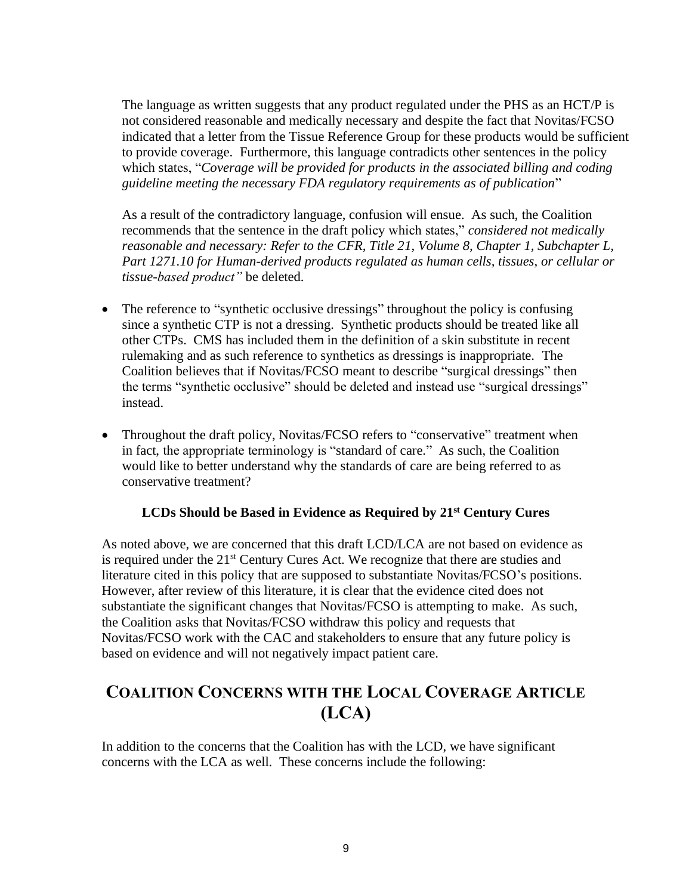The language as written suggests that any product regulated under the PHS as an HCT/P is not considered reasonable and medically necessary and despite the fact that Novitas/FCSO indicated that a letter from the Tissue Reference Group for these products would be sufficient to provide coverage. Furthermore, this language contradicts other sentences in the policy which states, "*Coverage will be provided for products in the associated billing and coding guideline meeting the necessary FDA regulatory requirements as of publication*"

As a result of the contradictory language, confusion will ensue. As such, the Coalition recommends that the sentence in the draft policy which states," *considered not medically reasonable and necessary: Refer to the CFR, Title 21, Volume 8, Chapter 1, Subchapter L, Part 1271.10 for Human-derived products regulated as human cells, tissues, or cellular or tissue-based product"* be deleted.

- The reference to "synthetic occlusive dressings" throughout the policy is confusing since a synthetic CTP is not a dressing. Synthetic products should be treated like all other CTPs. CMS has included them in the definition of a skin substitute in recent rulemaking and as such reference to synthetics as dressings is inappropriate. The Coalition believes that if Novitas/FCSO meant to describe "surgical dressings" then the terms "synthetic occlusive" should be deleted and instead use "surgical dressings" instead.
- Throughout the draft policy, Novitas/FCSO refers to "conservative" treatment when in fact, the appropriate terminology is "standard of care." As such, the Coalition would like to better understand why the standards of care are being referred to as conservative treatment?

**LCDs Should be Based in Evidence as Required by 21st Century Cures**

As noted above, we are concerned that this draft LCD/LCA are not based on evidence as is required under the 21st Century Cures Act. We recognize that there are studies and literature cited in this policy that are supposed to substantiate Novitas/FCSO's positions. However, after review of this literature, it is clear that the evidence cited does not substantiate the significant changes that Novitas/FCSO is attempting to make. As such, the Coalition asks that Novitas/FCSO withdraw this policy and requests that Novitas/FCSO work with the CAC and stakeholders to ensure that any future policy is based on evidence and will not negatively impact patient care.

## Coalition Concerns with the Local Coverage Article (LCA)

In addition to the concerns that the Coalition has with the LCD, we have significant concerns with the LCA as well. These concerns include the following: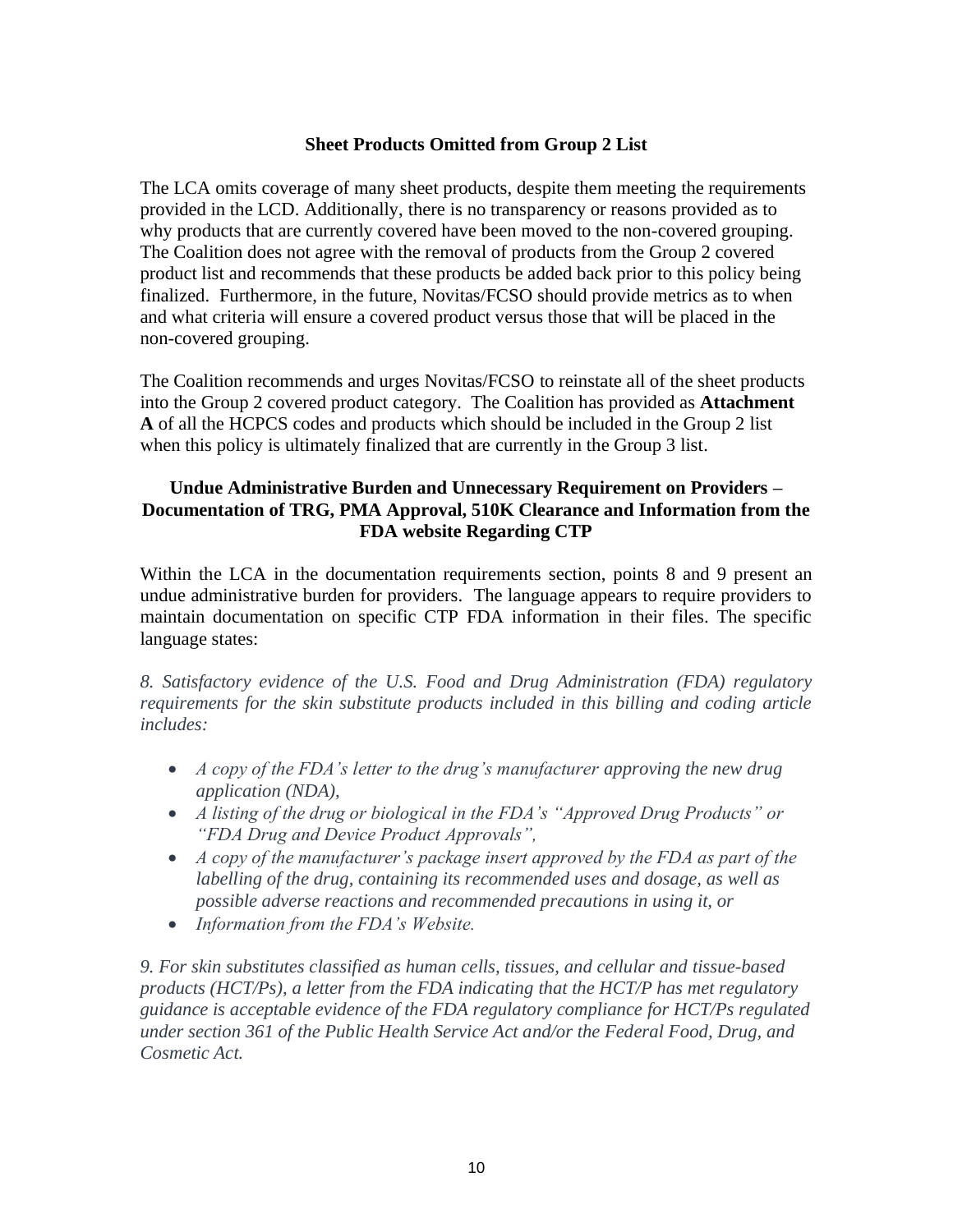### Sheet Products Omitted from Group 2 List

The LCA omits coverage of many sheet products, despite them meeting the requirements provided in the LCD. Additionally, there is no transparency or reasons provided as to why products that are currently covered have been moved to the non-covered grouping. The Coalition does not agree with the removal of products from the Group 2 covered product list and recommends that these products be added back prior to this policy being finalized. Furthermore, in the future, Novitas/FCSO should provide metrics as to when and what criteria will ensure a covered product versus those that will be placed in the non-covered grouping.

The Coalition recommends and urges Novitas/FCSO to reinstate all of the sheet products into the Group 2 covered product category. The Coalition has provided as **Attachment A** of all the HCPCS codes and products which should be included in the Group 2 list when this policy is ultimately finalized that are currently in the Group 3 list.

### Undue Administrative Burden and Unnecessary Requirement on Providers – Documentation of TRG, PMA Approval, 510K Clearance and Information from the FDA website Regarding CTP

Within the LCA in the documentation requirements section, points 8 and 9 present an undue administrative burden for providers. The language appears to require providers to maintain documentation on specific CTP FDA information in their files. The specific language states:

*8. Satisfactory evidence of the U.S. Food and Drug Administration (FDA) regulatory requirements for the skin substitute products included in this billing and coding article includes:*

- *A copy of the FDA's letter to the drug's manufacturer approving the new drug application (NDA),*
- *A listing of the drug or biological in the FDA's "Approved Drug Products" or "FDA Drug and Device Product Approvals",*
- *A copy of the manufacturer's package insert approved by the FDA as part of the labelling of the drug, containing its recommended uses and dosage, as well as possible adverse reactions and recommended precautions in using it, or*
- *Information from the FDA's Website.*

*9. For skin substitutes classified as human cells, tissues, and cellular and tissue-based products (HCT/Ps), a letter from the FDA indicating that the HCT/P has met regulatory guidance is acceptable evidence of the FDA regulatory compliance for HCT/Ps regulated under section 361 of the Public Health Service Act and/or the Federal Food, Drug, and Cosmetic Act.*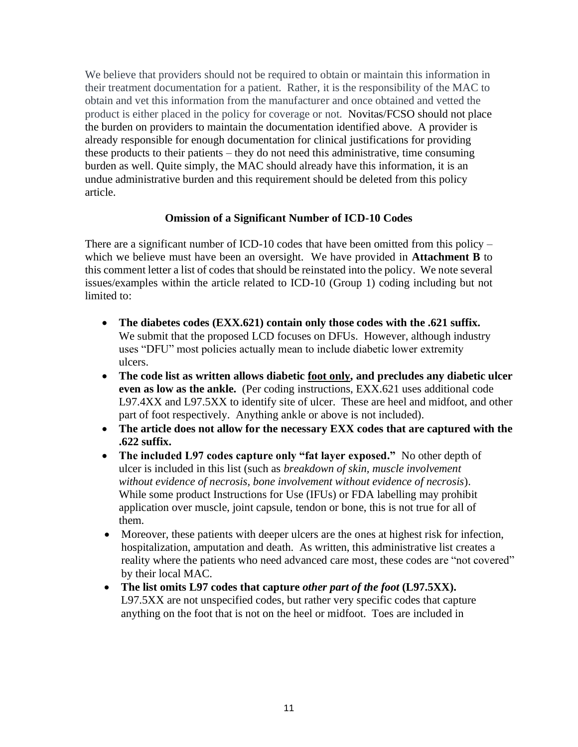We believe that providers should not be required to obtain or maintain this information in their treatment documentation for a patient. Rather, it is the responsibility of the MAC to obtain and vet this information from the manufacturer and once obtained and vetted the product is either placed in the policy for coverage or not. Novitas/FCSO should not place the burden on providers to maintain the documentation identified above. A provider is already responsible for enough documentation for clinical justifications for providing these products to their patients – they do not need this administrative, time consuming burden as well. Quite simply, the MAC should already have this information, it is an undue administrative burden and this requirement should be deleted from this policy article.

### Omission of a Significant Number of ICD-10 Codes

There are a significant number of ICD-10 codes that have been omitted from this policy – which we believe must have been an oversight. We have provided in **Attachment B** to this comment letter a list of codes that should be reinstated into the policy. We note several issues/examples within the article related to ICD-10 (Group 1) coding including but not limited to:

- **The diabetes codes (EXX.621) contain only those codes with the .621 suffix.** We submit that the proposed LCD focuses on DFUs. However, although industry uses "DFU" most policies actually mean to include diabetic lower extremity ulcers.
- **The code list as written allows diabetic <u>foot only</u>, and precludes any diabetic ulcer even as low as the ankle.** (Per coding instructions, EXX.621 uses additional code L97.4XX and L97.5XX to identify site of ulcer. These are heel and midfoot, and other part of foot respectively. Anything ankle or above is not included).
- **The article does not allow for the necessary EXX codes that are captured with the .622 suffix.**
- **The included L97 codes capture only "fat layer exposed."** No other depth of ulcer is included in this list (such as *breakdown of skin, muscle involvement without evidence of necrosis, bone involvement without evidence of necrosis*). While some product Instructions for Use (IFUs) or FDA labelling may prohibit application over muscle, joint capsule, tendon or bone, this is not true for all of them.
- Moreover, these patients with deeper ulcers are the ones at highest risk for infection, hospitalization, amputation and death. As written, this administrative list creates a reality where the patients who need advanced care most, these codes are "not covered" by their local MAC.
- **The list omits L97 codes that capture *other part of the foot* (L97.5XX).** L97.5XX are not unspecified codes, but rather very specific codes that capture anything on the foot that is not on the heel or midfoot. Toes are included in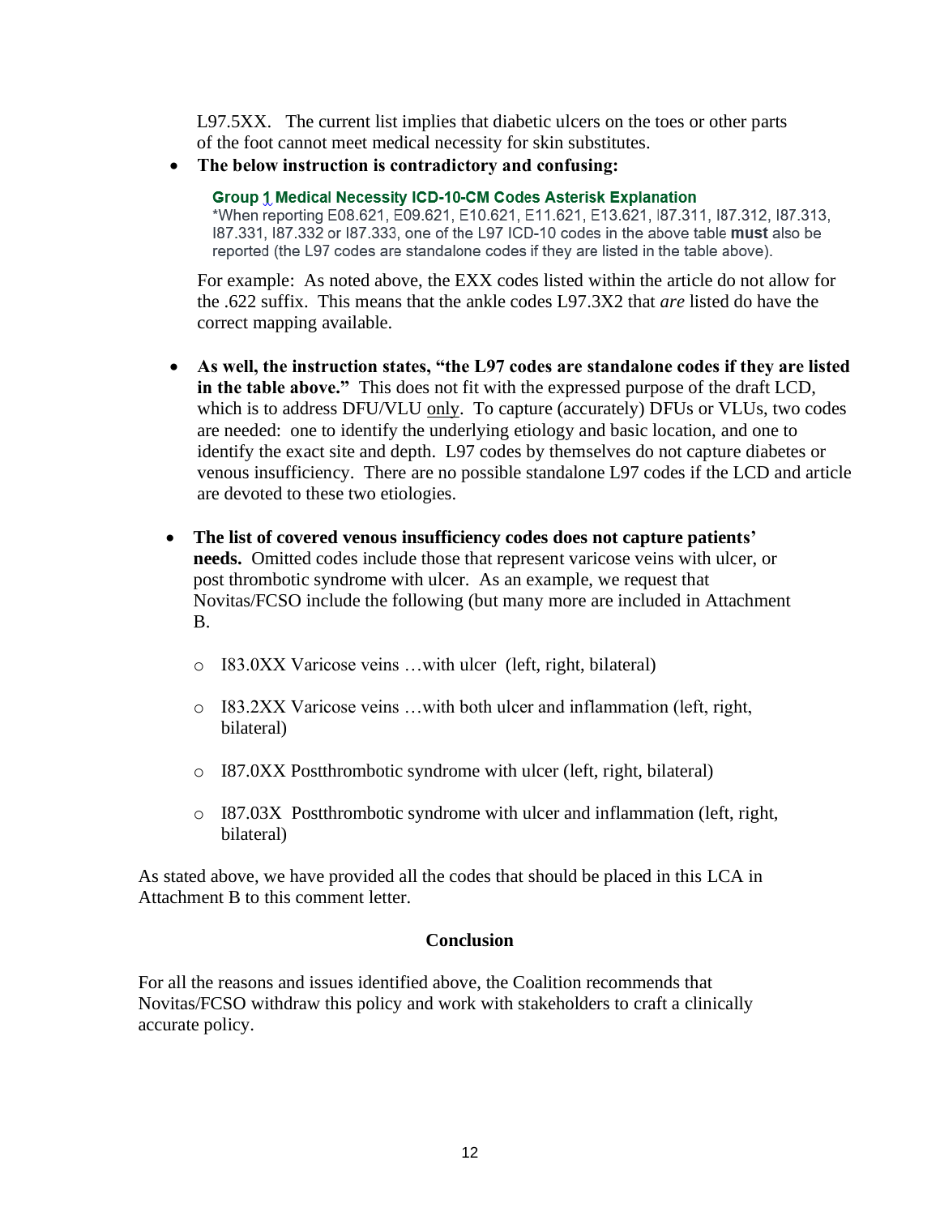L97.5XX. The current list implies that diabetic ulcers on the toes or other parts of the foot cannot meet medical necessity for skin substitutes.

- **The below instruction is contradictory and confusing:**

  > **Group 1 Medical Necessity ICD-10-CM Codes Asterisk Explanation**
  > *When reporting E08.621, E09.621, E10.621, E11.621, E13.621, I87.311, I87.312, I87.313, I87.331, I87.332 or I87.333, one of the L97 ICD-10 codes in the above table **must** also be reported (the L97 codes are standalone codes if they are listed in the table above).

  For example: As noted above, the EXX codes listed within the article do not allow for the .622 suffix. This means that the ankle codes L97.3X2 that *are* listed do have the correct mapping available.

- **As well, the instruction states, "the L97 codes are standalone codes if they are listed in the table above."** This does not fit with the expressed purpose of the draft LCD, which is to address DFU/VLU <u>only</u>. To capture (accurately) DFUs or VLUs, two codes are needed: one to identify the underlying etiology and basic location, and one to identify the exact site and depth. L97 codes by themselves do not capture diabetes or venous insufficiency. There are no possible standalone L97 codes if the LCD and article are devoted to these two etiologies.

- **The list of covered venous insufficiency codes does not capture patients' needs.** Omitted codes include those that represent varicose veins with ulcer, or post thrombotic syndrome with ulcer. As an example, we request that Novitas/FCSO include the following (but many more are included in Attachment B.
  - I83.0XX Varicose veins …with ulcer (left, right, bilateral)
  - I83.2XX Varicose veins …with both ulcer and inflammation (left, right, bilateral)
  - I87.0XX Postthrombotic syndrome with ulcer (left, right, bilateral)
  - I87.03X Postthrombotic syndrome with ulcer and inflammation (left, right, bilateral)

As stated above, we have provided all the codes that should be placed in this LCA in Attachment B to this comment letter.

## Conclusion

For all the reasons and issues identified above, the Coalition recommends that Novitas/FCSO withdraw this policy and work with stakeholders to craft a clinically accurate policy.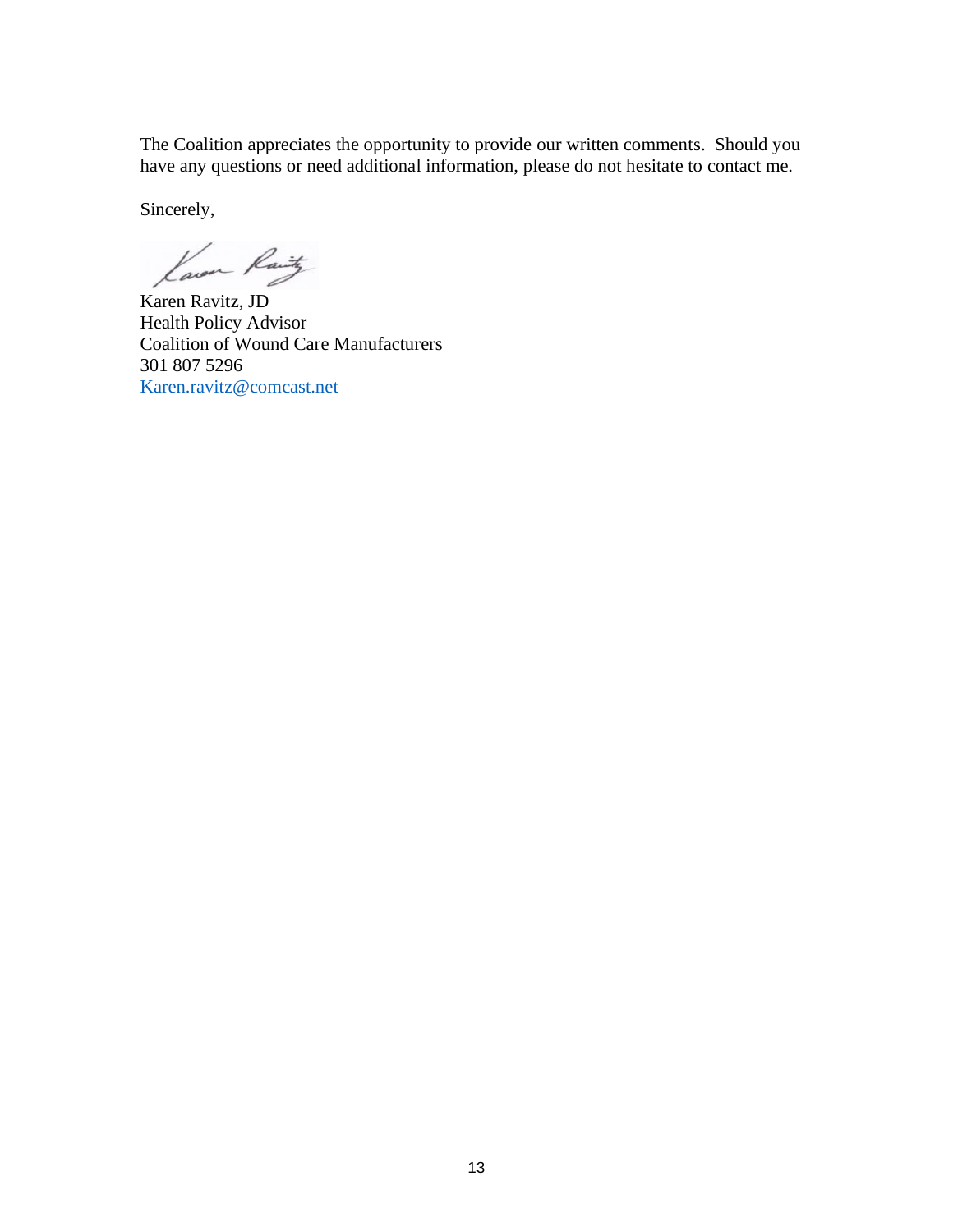The Coalition appreciates the opportunity to provide our written comments. Should you have any questions or need additional information, please do not hesitate to contact me.

Sincerely,

Karen Ravitz, JD
Health Policy Advisor
Coalition of Wound Care Manufacturers
301 807 5296
Karen.ravitz@comcast.net